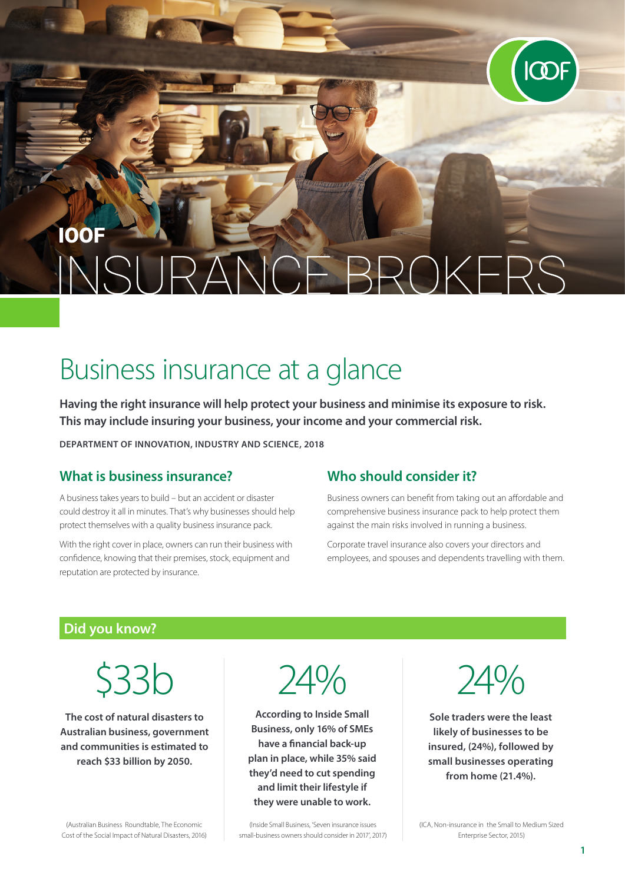# IOOF INSURANCE BROKERS

## Business insurance at a glance

**Having the right insurance will help protect your business and minimise its exposure to risk. This may include insuring your business, your income and your commercial risk.**

**DEPARTMENT OF INNOVATION, INDUSTRY AND SCIENCE, 2018**

### What is business insurance?

A business takes years to build – but an accident or disaster could destroy it all in minutes. That's why businesses should help protect themselves with a quality business insurance pack.

With the right cover in place, owners can run their business with confidence, knowing that their premises, stock, equipment and reputation are protected by insurance.

### Who should consider it?

Business owners can benefit from taking out an affordable and comprehensive business insurance pack to help protect them against the main risks involved in running a business.

Corporate travel insurance also covers your directors and employees, and spouses and dependents travelling with them.

### Did you know?

**$33b**

**The cost of natural disasters to Australian business, government and communities is estimated to reach $33 billion by 2050.**

(Australian Business Roundtable, The Economic Cost of the Social Impact of Natural Disasters, 2016)

**24%**

**According to Inside Small Business, only 16% of SMEs have a financial back-up plan in place, while 35% said they'd need to cut spending and limit their lifestyle if they were unable to work.**

(Inside Small Business, 'Seven insurance issues small-business owners should consider in 2017', 2017)

**24%**

**Sole traders were the least likely of businesses to be insured, (24%), followed by small businesses operating from home (21.4%).**

(ICA, Non-insurance in the Small to Medium Sized Enterprise Sector, 2015)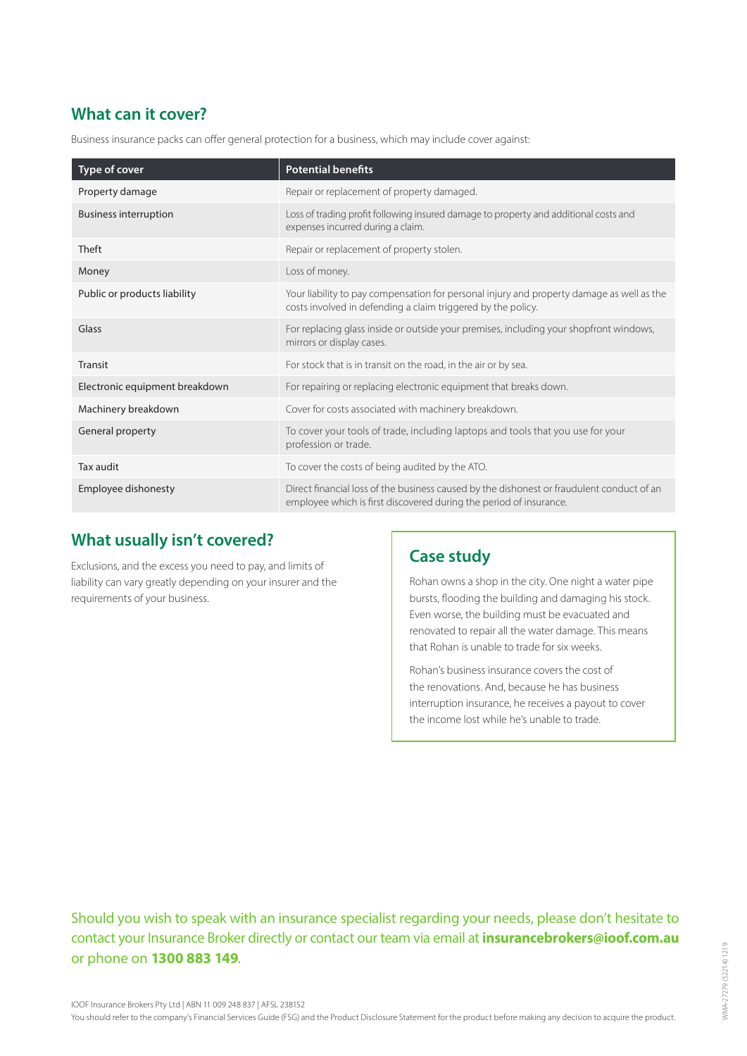## What can it cover?

Business insurance packs can offer general protection for a business, which may include cover against:

| Type of cover | Potential benefits |
|---|---|
| Property damage | Repair or replacement of property damaged. |
| Business interruption | Loss of trading profit following insured damage to property and additional costs and expenses incurred during a claim. |
| Theft | Repair or replacement of property stolen. |
| Money | Loss of money. |
| Public or products liability | Your liability to pay compensation for personal injury and property damage as well as the costs involved in defending a claim triggered by the policy. |
| Glass | For replacing glass inside or outside your premises, including your shopfront windows, mirrors or display cases. |
| Transit | For stock that is in transit on the road, in the air or by sea. |
| Electronic equipment breakdown | For repairing or replacing electronic equipment that breaks down. |
| Machinery breakdown | Cover for costs associated with machinery breakdown. |
| General property | To cover your tools of trade, including laptops and tools that you use for your profession or trade. |
| Tax audit | To cover the costs of being audited by the ATO. |
| Employee dishonesty | Direct financial loss of the business caused by the dishonest or fraudulent conduct of an employee which is first discovered during the period of insurance. |

## What usually isn't covered?

Exclusions, and the excess you need to pay, and limits of liability can vary greatly depending on your insurer and the requirements of your business.

## Case study

Rohan owns a shop in the city. One night a water pipe bursts, flooding the building and damaging his stock. Even worse, the building must be evacuated and renovated to repair all the water damage. This means that Rohan is unable to trade for six weeks.

Rohan's business insurance covers the cost of the renovations. And, because he has business interruption insurance, he receives a payout to cover the income lost while he's unable to trade.

Should you wish to speak with an insurance specialist regarding your needs, please don't hesitate to contact your Insurance Broker directly or contact our team via email at **insurancebrokers@ioof.com.au** or phone on **1300 883 149**.

IOOF Insurance Brokers Pty Ltd | ABN 11 009 248 837 | AFSL 238152

You should refer to the company's Financial Services Guide (FSG) and the Product Disclosure Statement for the product before making any decision to acquire the product.

WMA-27279 (52214) 1219